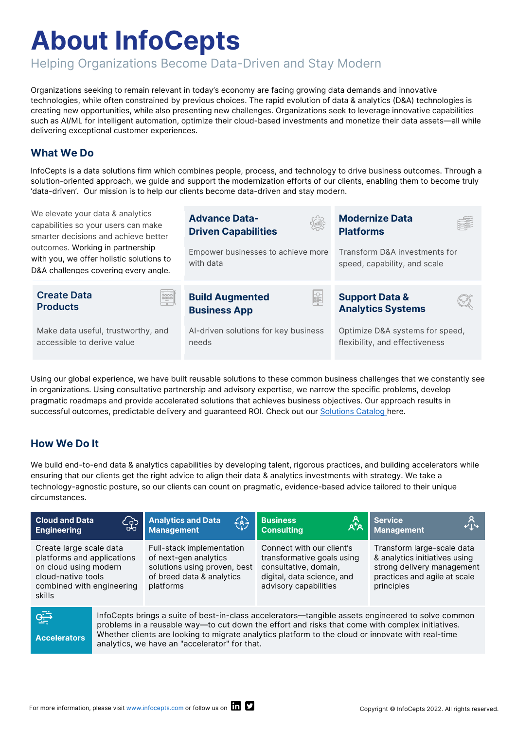# About InfoCepts

Helping Organizations Become Data-Driven and Stay Modern

Organizations seeking to remain relevant in today's economy are facing growing data demands and innovative technologies, while often constrained by previous choices. The rapid evolution of data & analytics (D&A) technologies is creating new opportunities, while also presenting new challenges. Organizations seek to leverage innovative capabilities such as AI/ML for intelligent automation, optimize their cloud-based investments and monetize their data assets—all while delivering exceptional customer experiences.

## What We Do

InfoCepts is a data solutions firm which combines people, process, and technology to drive business outcomes. Through a solution-oriented approach, we guide and support the modernization efforts of our clients, enabling them to become truly 'data-driven'. Our mission is to help our clients become data-driven and stay modern.

We elevate your data & analytics capabilities so your users can make smarter decisions and achieve better outcomes. Working in partnership with you, we offer holistic solutions to D&A challenges covering every angle.

**Advance Data-Driven Capabilities**

Empower businesses to achieve more with data

**Modernize Data Platforms**

Transform D&A investments for speed, capability, and scale

**Create Data Products**

Make data useful, trustworthy, and accessible to derive value

**Build Augmented Business App**

AI-driven solutions for key business needs

**Support Data & Analytics Systems**

Optimize D&A systems for speed, flexibility, and effectiveness

Using our global experience, we have built reusable solutions to these common business challenges that we constantly see in organizations. Using consultative partnership and advisory expertise, we narrow the specific problems, develop pragmatic roadmaps and provide accelerated solutions that achieves business objectives. Our approach results in successful outcomes, predictable delivery and guaranteed ROI. Check out our Solutions Catalog here.

## How We Do It

We build end-to-end data & analytics capabilities by developing talent, rigorous practices, and building accelerators while ensuring that our clients get the right advice to align their data & analytics investments with strategy. We take a technology-agnostic posture, so our clients can count on pragmatic, evidence-based advice tailored to their unique circumstances.

| Cloud and Data Engineering | Analytics and Data Management | Business Consulting | Service Management |
|---|---|---|---|
| Create large scale data platforms and applications on cloud using modern cloud-native tools combined with engineering skills | Full-stack implementation of next-gen analytics solutions using proven, best of breed data & analytics platforms | Connect with our client's transformative goals using consultative, domain, digital, data science, and advisory capabilities | Transform large-scale data & analytics initiatives using strong delivery management practices and agile at scale principles |

**Accelerators**

InfoCepts brings a suite of best-in-class accelerators—tangible assets engineered to solve common problems in a reusable way—to cut down the effort and risks that come with complex initiatives. Whether clients are looking to migrate analytics platform to the cloud or innovate with real-time analytics, we have an "accelerator" for that.

For more information, please visit www.infocepts.com or follow us on

Copyright © InfoCepts 2022. All rights reserved.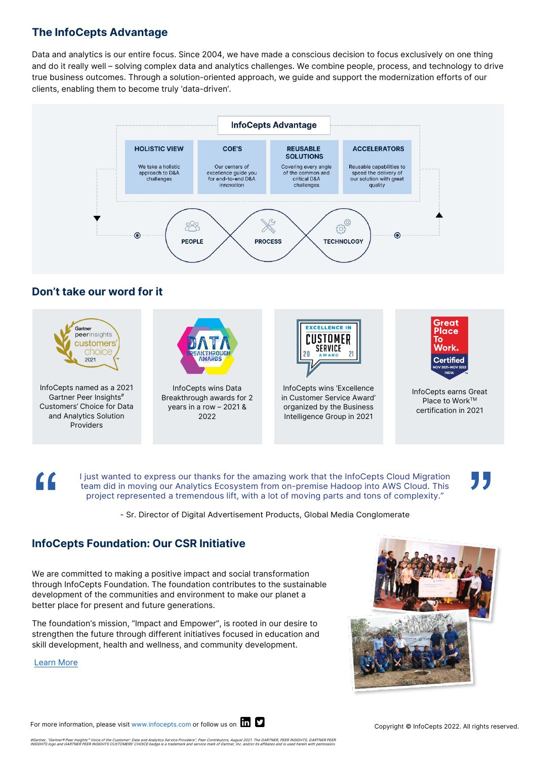## The InfoCepts Advantage

Data and analytics is our entire focus. Since 2004, we have made a conscious decision to focus exclusively on one thing and do it really well – solving complex data and analytics challenges. We combine people, process, and technology to drive true business outcomes. Through a solution-oriented approach, we guide and support the modernization efforts of our clients, enabling them to become truly 'data-driven'.

InfoCepts Advantage

HOLISTIC VIEW
We take a holistic approach to D&A challenges

COE'S
Our centers of excellence guide you for end-to-end D&A innovation

REUSABLE SOLUTIONS
Covering every angle of the common and critical D&A challenges

ACCELERATORS
Reusable capabilities to speed the delivery of our solution with great quality

PEOPLE
PROCESS
TECHNOLOGY

## Don't take our word for it

InfoCepts named as a 2021 Gartner Peer Insights[#] Customers' Choice for Data and Analytics Solution Providers

InfoCepts wins Data Breakthrough awards for 2 years in a row – 2021 & 2022

InfoCepts wins 'Excellence in Customer Service Award' organized by the Business Intelligence Group in 2021

InfoCepts earns Great Place to Work™ certification in 2021

> "I just wanted to express our thanks for the amazing work that the InfoCepts Cloud Migration team did in moving our Analytics Ecosystem from on-premise Hadoop into AWS Cloud. This project represented a tremendous lift, with a lot of moving parts and tons of complexity."

- Sr. Director of Digital Advertisement Products, Global Media Conglomerate

## InfoCepts Foundation: Our CSR Initiative

We are committed to making a positive impact and social transformation through InfoCepts Foundation. The foundation contributes to the sustainable development of the communities and environment to make our planet a better place for present and future generations.

The foundation's mission, "Impact and Empower", is rooted in our desire to strengthen the future through different initiatives focused in education and skill development, health and wellness, and community development.

Learn More

For more information, please visit www.infocepts.com or follow us on

Copyright © InfoCepts 2022. All rights reserved.

#Gartner, "Gartner® Peer Insights™ Voice of the Customer: Data and Analytics Service Providers", Peer Contributors, August 2021. The GARTNER, PEER INSIGHTS, GARTNER PEER INSIGHTS logo and GARTNER PEER INSIGHTS CUSTOMERS' CHOICE badge is a trademark and service mark of Gartner, Inc. and/or its affiliates and is used herein with permission.